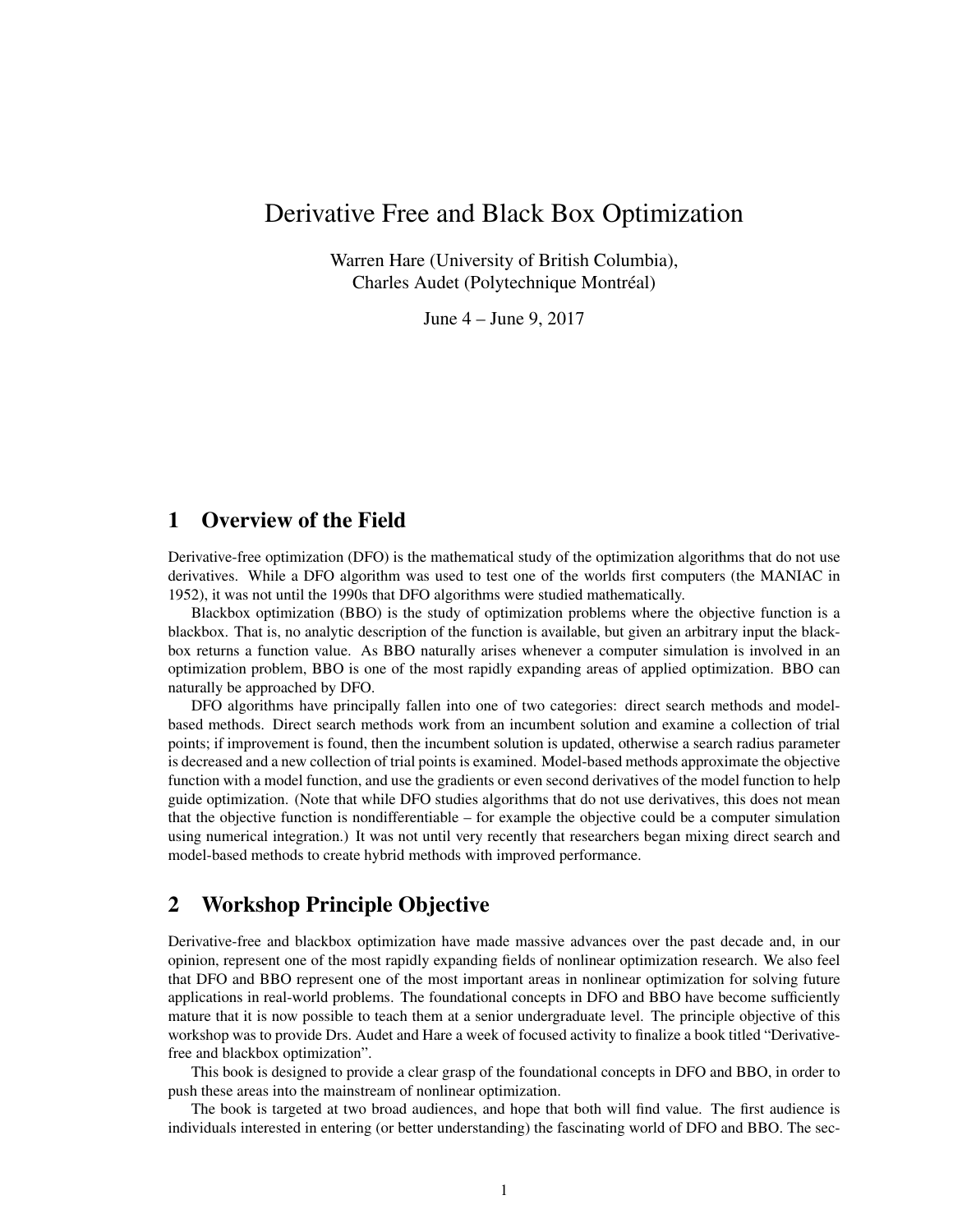# Derivative Free and Black Box Optimization

Warren Hare (University of British Columbia),
Charles Audet (Polytechnique Montréal)

June 4 – June 9, 2017

## 1 Overview of the Field

Derivative-free optimization (DFO) is the mathematical study of the optimization algorithms that do not use derivatives. While a DFO algorithm was used to test one of the worlds first computers (the MANIAC in 1952), it was not until the 1990s that DFO algorithms were studied mathematically.

Blackbox optimization (BBO) is the study of optimization problems where the objective function is a blackbox. That is, no analytic description of the function is available, but given an arbitrary input the blackbox returns a function value. As BBO naturally arises whenever a computer simulation is involved in an optimization problem, BBO is one of the most rapidly expanding areas of applied optimization. BBO can naturally be approached by DFO.

DFO algorithms have principally fallen into one of two categories: direct search methods and model-based methods. Direct search methods work from an incumbent solution and examine a collection of trial points; if improvement is found, then the incumbent solution is updated, otherwise a search radius parameter is decreased and a new collection of trial points is examined. Model-based methods approximate the objective function with a model function, and use the gradients or even second derivatives of the model function to help guide optimization. (Note that while DFO studies algorithms that do not use derivatives, this does not mean that the objective function is nondifferentiable – for example the objective could be a computer simulation using numerical integration.) It was not until very recently that researchers began mixing direct search and model-based methods to create hybrid methods with improved performance.

## 2 Workshop Principle Objective

Derivative-free and blackbox optimization have made massive advances over the past decade and, in our opinion, represent one of the most rapidly expanding fields of nonlinear optimization research. We also feel that DFO and BBO represent one of the most important areas in nonlinear optimization for solving future applications in real-world problems. The foundational concepts in DFO and BBO have become sufficiently mature that it is now possible to teach them at a senior undergraduate level. The principle objective of this workshop was to provide Drs. Audet and Hare a week of focused activity to finalize a book titled "Derivative-free and blackbox optimization".

This book is designed to provide a clear grasp of the foundational concepts in DFO and BBO, in order to push these areas into the mainstream of nonlinear optimization.

The book is targeted at two broad audiences, and hope that both will find value. The first audience is individuals interested in entering (or better understanding) the fascinating world of DFO and BBO. The sec-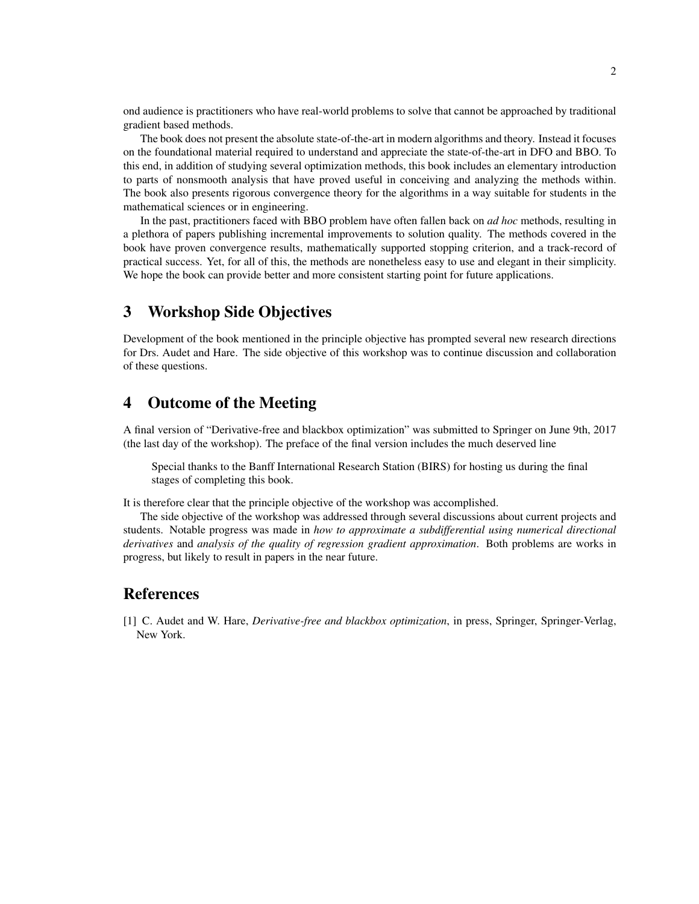ond audience is practitioners who have real-world problems to solve that cannot be approached by traditional gradient based methods.

The book does not present the absolute state-of-the-art in modern algorithms and theory. Instead it focuses on the foundational material required to understand and appreciate the state-of-the-art in DFO and BBO. To this end, in addition of studying several optimization methods, this book includes an elementary introduction to parts of nonsmooth analysis that have proved useful in conceiving and analyzing the methods within. The book also presents rigorous convergence theory for the algorithms in a way suitable for students in the mathematical sciences or in engineering.

In the past, practitioners faced with BBO problem have often fallen back on *ad hoc* methods, resulting in a plethora of papers publishing incremental improvements to solution quality. The methods covered in the book have proven convergence results, mathematically supported stopping criterion, and a track-record of practical success. Yet, for all of this, the methods are nonetheless easy to use and elegant in their simplicity. We hope the book can provide better and more consistent starting point for future applications.

## 3 Workshop Side Objectives

Development of the book mentioned in the principle objective has prompted several new research directions for Drs. Audet and Hare. The side objective of this workshop was to continue discussion and collaboration of these questions.

## 4 Outcome of the Meeting

A final version of "Derivative-free and blackbox optimization" was submitted to Springer on June 9th, 2017 (the last day of the workshop). The preface of the final version includes the much deserved line

> Special thanks to the Banff International Research Station (BIRS) for hosting us during the final stages of completing this book.

It is therefore clear that the principle objective of the workshop was accomplished.

The side objective of the workshop was addressed through several discussions about current projects and students. Notable progress was made in *how to approximate a subdifferential using numerical directional derivatives* and *analysis of the quality of regression gradient approximation*. Both problems are works in progress, but likely to result in papers in the near future.

## References

[1] C. Audet and W. Hare, *Derivative-free and blackbox optimization*, in press, Springer, Springer-Verlag, New York.